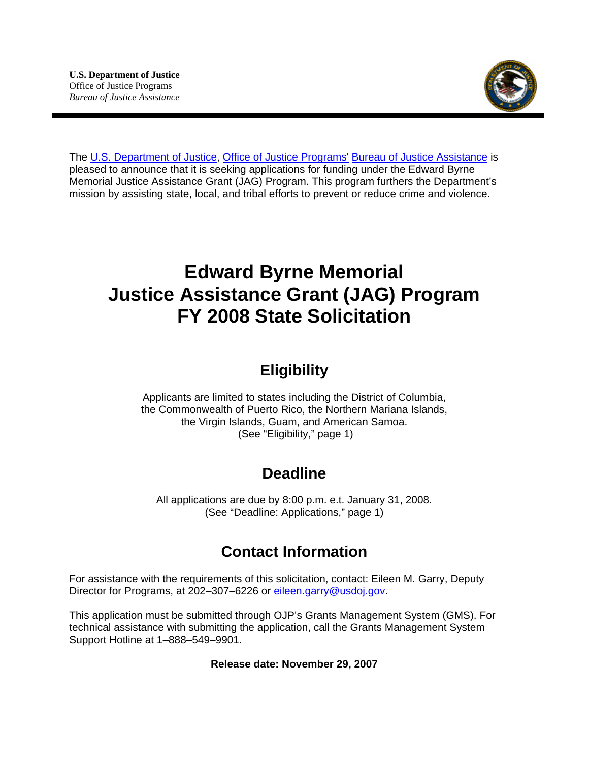**U.S. Department of Justice**
Office of Justice Programs
*Bureau of Justice Assistance*

The U.S. Department of Justice, Office of Justice Programs' Bureau of Justice Assistance is pleased to announce that it is seeking applications for funding under the Edward Byrne Memorial Justice Assistance Grant (JAG) Program. This program furthers the Department's mission by assisting state, local, and tribal efforts to prevent or reduce crime and violence.

# Edward Byrne Memorial Justice Assistance Grant (JAG) Program FY 2008 State Solicitation

## Eligibility

Applicants are limited to states including the District of Columbia, the Commonwealth of Puerto Rico, the Northern Mariana Islands, the Virgin Islands, Guam, and American Samoa.
(See "Eligibility," page 1)

## Deadline

All applications are due by 8:00 p.m. e.t. January 31, 2008.
(See "Deadline: Applications," page 1)

## Contact Information

For assistance with the requirements of this solicitation, contact: Eileen M. Garry, Deputy Director for Programs, at 202–307–6226 or eileen.garry@usdoj.gov.

This application must be submitted through OJP's Grants Management System (GMS). For technical assistance with submitting the application, call the Grants Management System Support Hotline at 1–888–549–9901.

**Release date: November 29, 2007**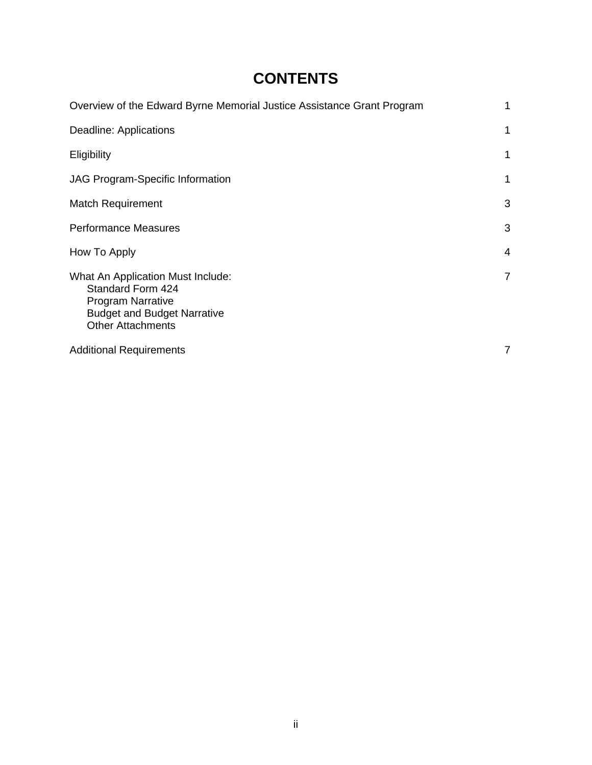# CONTENTS

| | |
|---|---|
| Overview of the Edward Byrne Memorial Justice Assistance Grant Program | 1 |
| Deadline: Applications | 1 |
| Eligibility | 1 |
| JAG Program-Specific Information | 1 |
| Match Requirement | 3 |
| Performance Measures | 3 |
| How To Apply | 4 |
| What An Application Must Include:<br>Standard Form 424<br>Program Narrative<br>Budget and Budget Narrative<br>Other Attachments | 7 |
| Additional Requirements | 7 |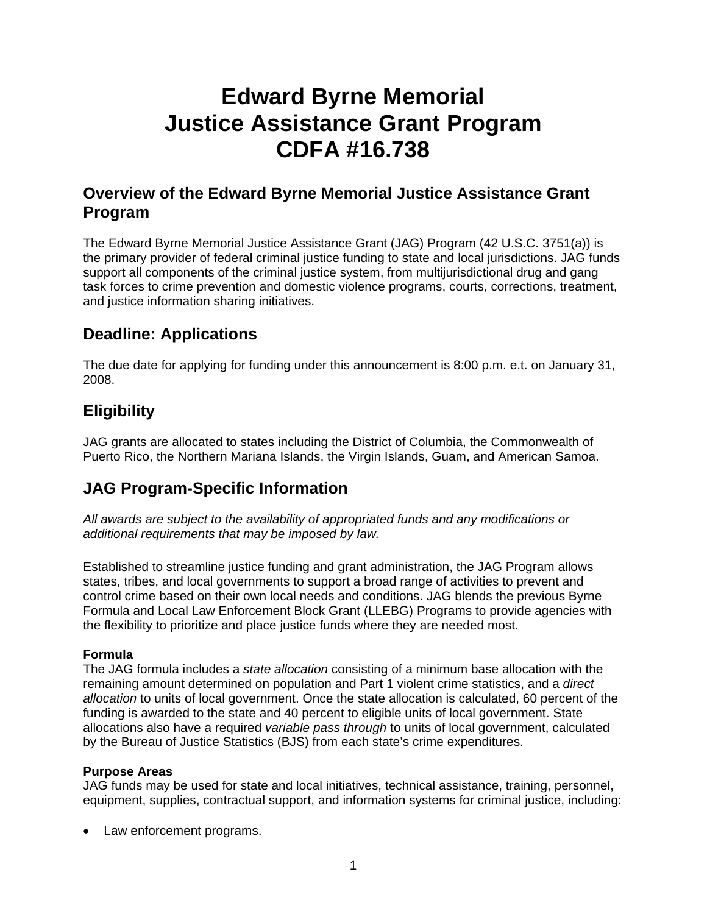# Edward Byrne Memorial Justice Assistance Grant Program CDFA #16.738

## Overview of the Edward Byrne Memorial Justice Assistance Grant Program

The Edward Byrne Memorial Justice Assistance Grant (JAG) Program (42 U.S.C. 3751(a)) is the primary provider of federal criminal justice funding to state and local jurisdictions. JAG funds support all components of the criminal justice system, from multijurisdictional drug and gang task forces to crime prevention and domestic violence programs, courts, corrections, treatment, and justice information sharing initiatives.

## Deadline: Applications

The due date for applying for funding under this announcement is 8:00 p.m. e.t. on January 31, 2008.

## Eligibility

JAG grants are allocated to states including the District of Columbia, the Commonwealth of Puerto Rico, the Northern Mariana Islands, the Virgin Islands, Guam, and American Samoa.

## JAG Program-Specific Information

*All awards are subject to the availability of appropriated funds and any modifications or additional requirements that may be imposed by law.*

Established to streamline justice funding and grant administration, the JAG Program allows states, tribes, and local governments to support a broad range of activities to prevent and control crime based on their own local needs and conditions. JAG blends the previous Byrne Formula and Local Law Enforcement Block Grant (LLEBG) Programs to provide agencies with the flexibility to prioritize and place justice funds where they are needed most.

**Formula**
The JAG formula includes a *state allocation* consisting of a minimum base allocation with the remaining amount determined on population and Part 1 violent crime statistics, and a *direct allocation* to units of local government. Once the state allocation is calculated, 60 percent of the funding is awarded to the state and 40 percent to eligible units of local government. State allocations also have a required *variable pass through* to units of local government, calculated by the Bureau of Justice Statistics (BJS) from each state's crime expenditures.

**Purpose Areas**
JAG funds may be used for state and local initiatives, technical assistance, training, personnel, equipment, supplies, contractual support, and information systems for criminal justice, including:

- Law enforcement programs.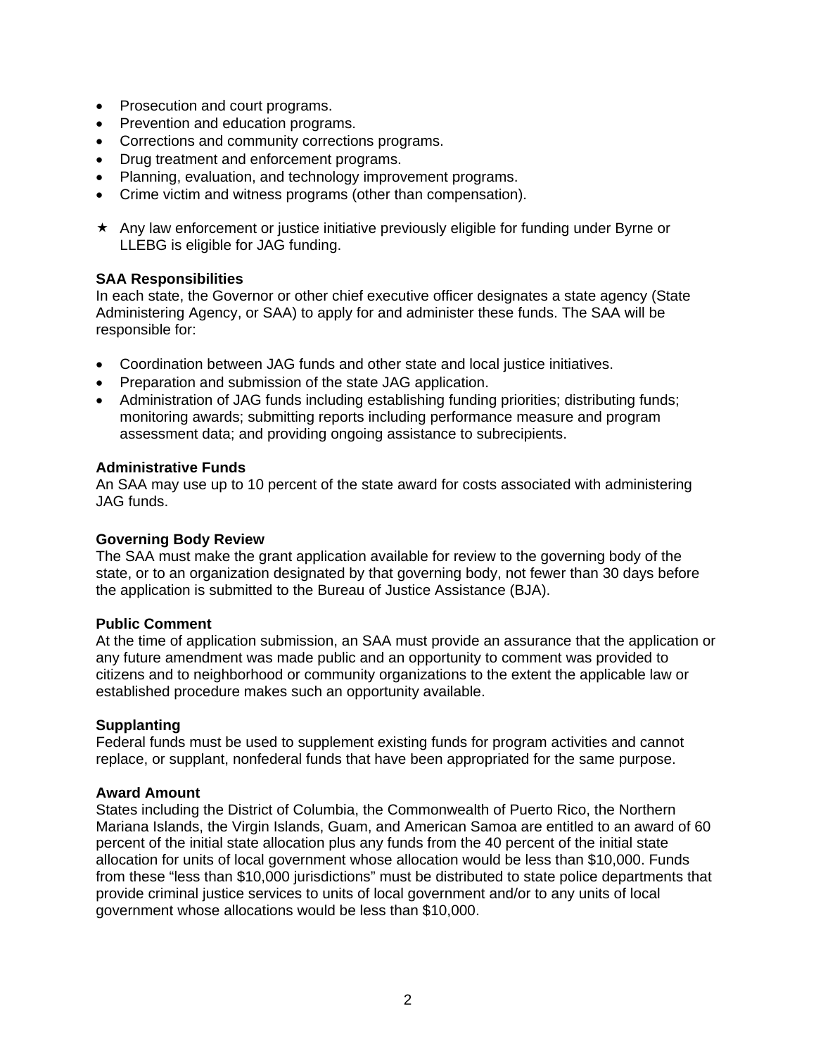- Prosecution and court programs.
- Prevention and education programs.
- Corrections and community corrections programs.
- Drug treatment and enforcement programs.
- Planning, evaluation, and technology improvement programs.
- Crime victim and witness programs (other than compensation).

★ Any law enforcement or justice initiative previously eligible for funding under Byrne or LLEBG is eligible for JAG funding.

**SAA Responsibilities**
In each state, the Governor or other chief executive officer designates a state agency (State Administering Agency, or SAA) to apply for and administer these funds. The SAA will be responsible for:

- Coordination between JAG funds and other state and local justice initiatives.
- Preparation and submission of the state JAG application.
- Administration of JAG funds including establishing funding priorities; distributing funds; monitoring awards; submitting reports including performance measure and program assessment data; and providing ongoing assistance to subrecipients.

**Administrative Funds**
An SAA may use up to 10 percent of the state award for costs associated with administering JAG funds.

**Governing Body Review**
The SAA must make the grant application available for review to the governing body of the state, or to an organization designated by that governing body, not fewer than 30 days before the application is submitted to the Bureau of Justice Assistance (BJA).

**Public Comment**
At the time of application submission, an SAA must provide an assurance that the application or any future amendment was made public and an opportunity to comment was provided to citizens and to neighborhood or community organizations to the extent the applicable law or established procedure makes such an opportunity available.

**Supplanting**
Federal funds must be used to supplement existing funds for program activities and cannot replace, or supplant, nonfederal funds that have been appropriated for the same purpose.

**Award Amount**
States including the District of Columbia, the Commonwealth of Puerto Rico, the Northern Mariana Islands, the Virgin Islands, Guam, and American Samoa are entitled to an award of 60 percent of the initial state allocation plus any funds from the 40 percent of the initial state allocation for units of local government whose allocation would be less than $10,000. Funds from these "less than $10,000 jurisdictions" must be distributed to state police departments that provide criminal justice services to units of local government and/or to any units of local government whose allocations would be less than $10,000.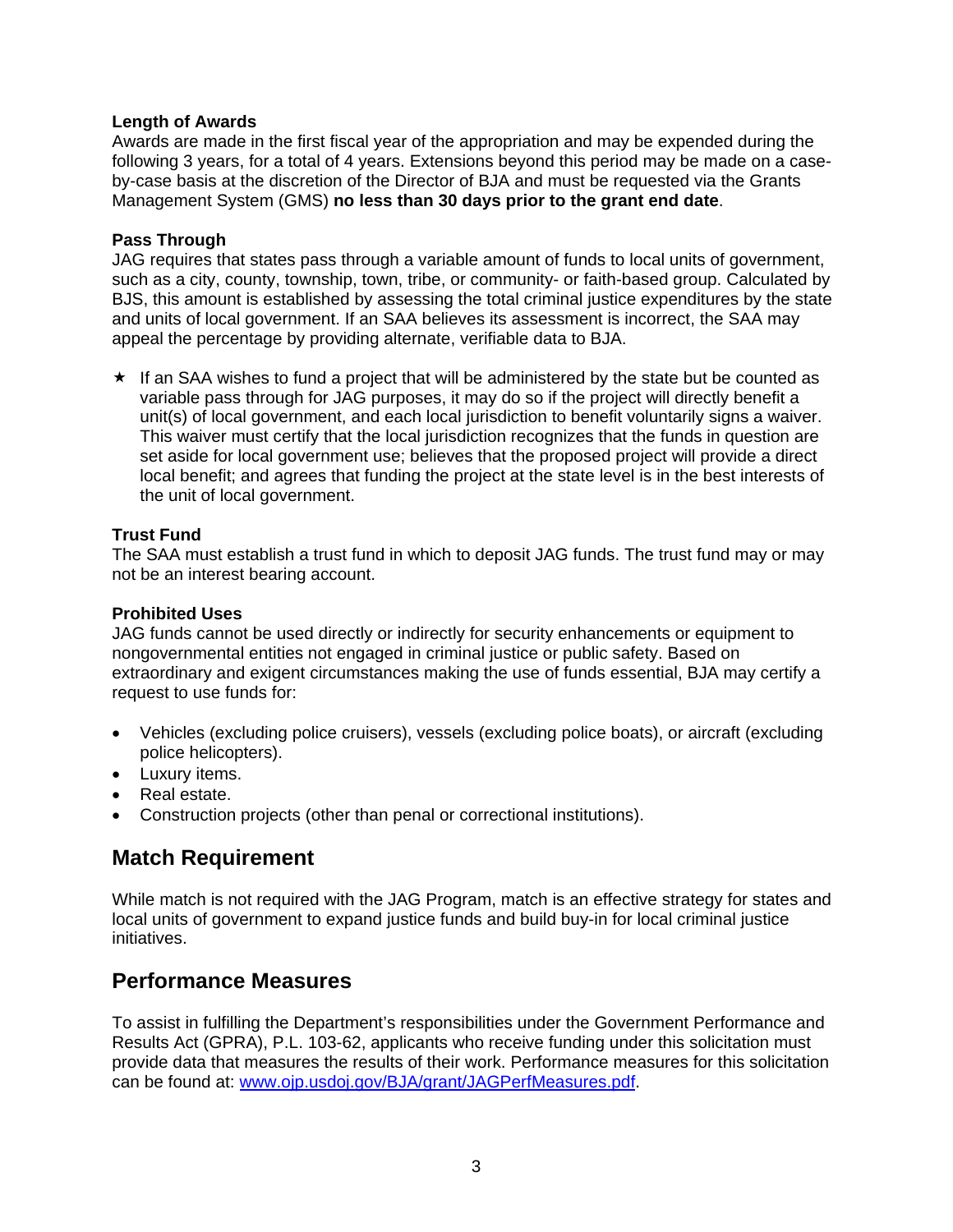**Length of Awards**

Awards are made in the first fiscal year of the appropriation and may be expended during the following 3 years, for a total of 4 years. Extensions beyond this period may be made on a case-by-case basis at the discretion of the Director of BJA and must be requested via the Grants Management System (GMS) **no less than 30 days prior to the grant end date**.

**Pass Through**

JAG requires that states pass through a variable amount of funds to local units of government, such as a city, county, township, town, tribe, or community- or faith-based group. Calculated by BJS, this amount is established by assessing the total criminal justice expenditures by the state and units of local government. If an SAA believes its assessment is incorrect, the SAA may appeal the percentage by providing alternate, verifiable data to BJA.

★ If an SAA wishes to fund a project that will be administered by the state but be counted as variable pass through for JAG purposes, it may do so if the project will directly benefit a unit(s) of local government, and each local jurisdiction to benefit voluntarily signs a waiver. This waiver must certify that the local jurisdiction recognizes that the funds in question are set aside for local government use; believes that the proposed project will provide a direct local benefit; and agrees that funding the project at the state level is in the best interests of the unit of local government.

**Trust Fund**

The SAA must establish a trust fund in which to deposit JAG funds. The trust fund may or may not be an interest bearing account.

**Prohibited Uses**

JAG funds cannot be used directly or indirectly for security enhancements or equipment to nongovernmental entities not engaged in criminal justice or public safety. Based on extraordinary and exigent circumstances making the use of funds essential, BJA may certify a request to use funds for:

- Vehicles (excluding police cruisers), vessels (excluding police boats), or aircraft (excluding police helicopters).
- Luxury items.
- Real estate.
- Construction projects (other than penal or correctional institutions).

## Match Requirement

While match is not required with the JAG Program, match is an effective strategy for states and local units of government to expand justice funds and build buy-in for local criminal justice initiatives.

## Performance Measures

To assist in fulfilling the Department's responsibilities under the Government Performance and Results Act (GPRA), P.L. 103-62, applicants who receive funding under this solicitation must provide data that measures the results of their work. Performance measures for this solicitation can be found at: [www.ojp.usdoj.gov/BJA/grant/JAGPerfMeasures.pdf](www.ojp.usdoj.gov/BJA/grant/JAGPerfMeasures.pdf).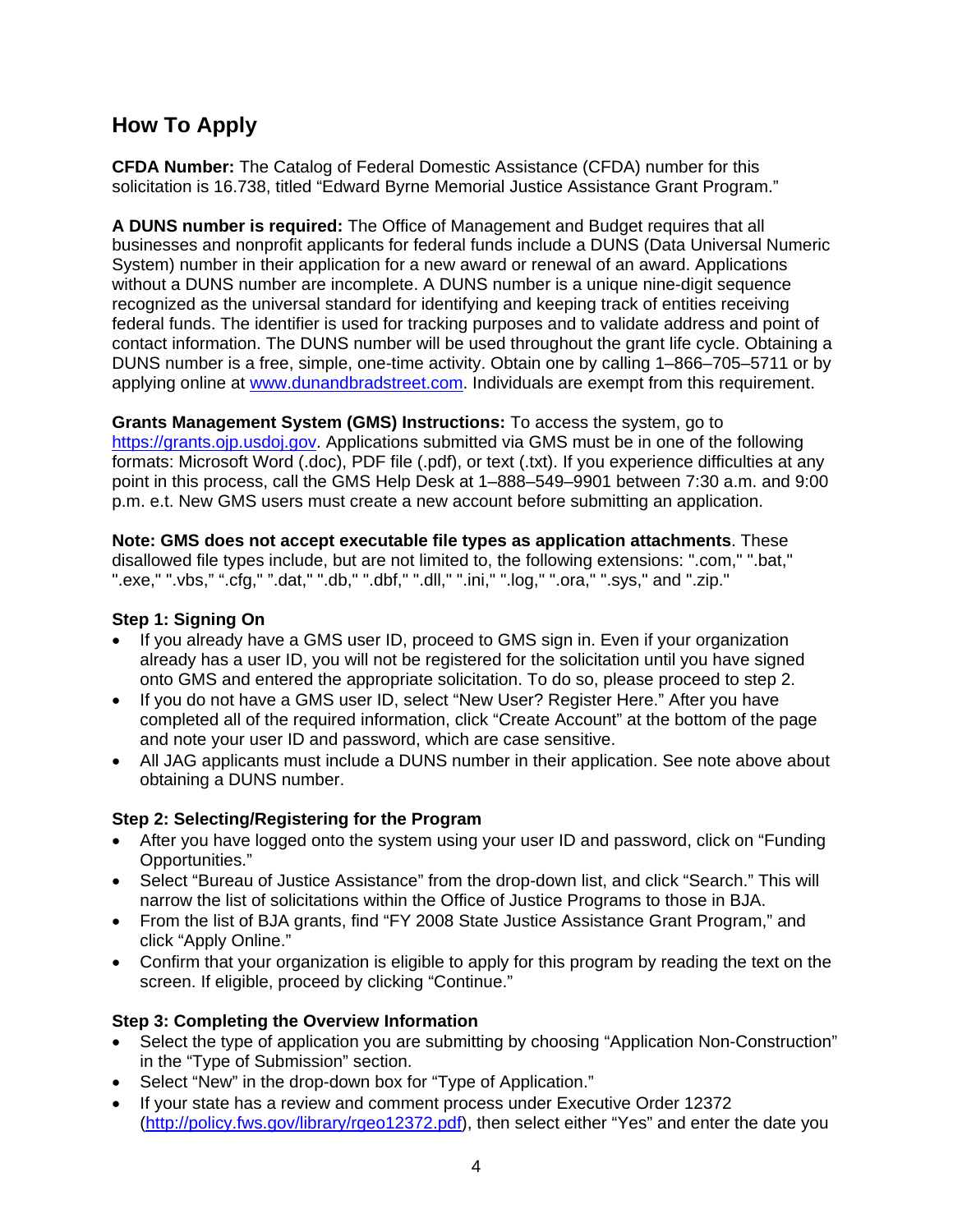## How To Apply

**CFDA Number:** The Catalog of Federal Domestic Assistance (CFDA) number for this solicitation is 16.738, titled "Edward Byrne Memorial Justice Assistance Grant Program."

**A DUNS number is required:** The Office of Management and Budget requires that all businesses and nonprofit applicants for federal funds include a DUNS (Data Universal Numeric System) number in their application for a new award or renewal of an award. Applications without a DUNS number are incomplete. A DUNS number is a unique nine-digit sequence recognized as the universal standard for identifying and keeping track of entities receiving federal funds. The identifier is used for tracking purposes and to validate address and point of contact information. The DUNS number will be used throughout the grant life cycle. Obtaining a DUNS number is a free, simple, one-time activity. Obtain one by calling 1–866–705–5711 or by applying online at [www.dunandbradstreet.com](www.dunandbradstreet.com). Individuals are exempt from this requirement.

**Grants Management System (GMS) Instructions:** To access the system, go to [https://grants.ojp.usdoj.gov](https://grants.ojp.usdoj.gov). Applications submitted via GMS must be in one of the following formats: Microsoft Word (.doc), PDF file (.pdf), or text (.txt). If you experience difficulties at any point in this process, call the GMS Help Desk at 1–888–549–9901 between 7:30 a.m. and 9:00 p.m. e.t. New GMS users must create a new account before submitting an application.

**Note: GMS does not accept executable file types as application attachments**. These disallowed file types include, but are not limited to, the following extensions: ".com," ".bat," ".exe," ".vbs," ".cfg," ".dat," ".db," ".dbf," ".dll," ".ini," ".log," ".ora," ".sys," and ".zip."

**Step 1: Signing On**

- If you already have a GMS user ID, proceed to GMS sign in. Even if your organization already has a user ID, you will not be registered for the solicitation until you have signed onto GMS and entered the appropriate solicitation. To do so, please proceed to step 2.
- If you do not have a GMS user ID, select "New User? Register Here." After you have completed all of the required information, click "Create Account" at the bottom of the page and note your user ID and password, which are case sensitive.
- All JAG applicants must include a DUNS number in their application. See note above about obtaining a DUNS number.

**Step 2: Selecting/Registering for the Program**

- After you have logged onto the system using your user ID and password, click on "Funding Opportunities."
- Select "Bureau of Justice Assistance" from the drop-down list, and click "Search." This will narrow the list of solicitations within the Office of Justice Programs to those in BJA.
- From the list of BJA grants, find "FY 2008 State Justice Assistance Grant Program," and click "Apply Online."
- Confirm that your organization is eligible to apply for this program by reading the text on the screen. If eligible, proceed by clicking "Continue."

**Step 3: Completing the Overview Information**

- Select the type of application you are submitting by choosing "Application Non-Construction" in the "Type of Submission" section.
- Select "New" in the drop-down box for "Type of Application."
- If your state has a review and comment process under Executive Order 12372 ([http://policy.fws.gov/library/rgeo12372.pdf](http://policy.fws.gov/library/rgeo12372.pdf)), then select either "Yes" and enter the date you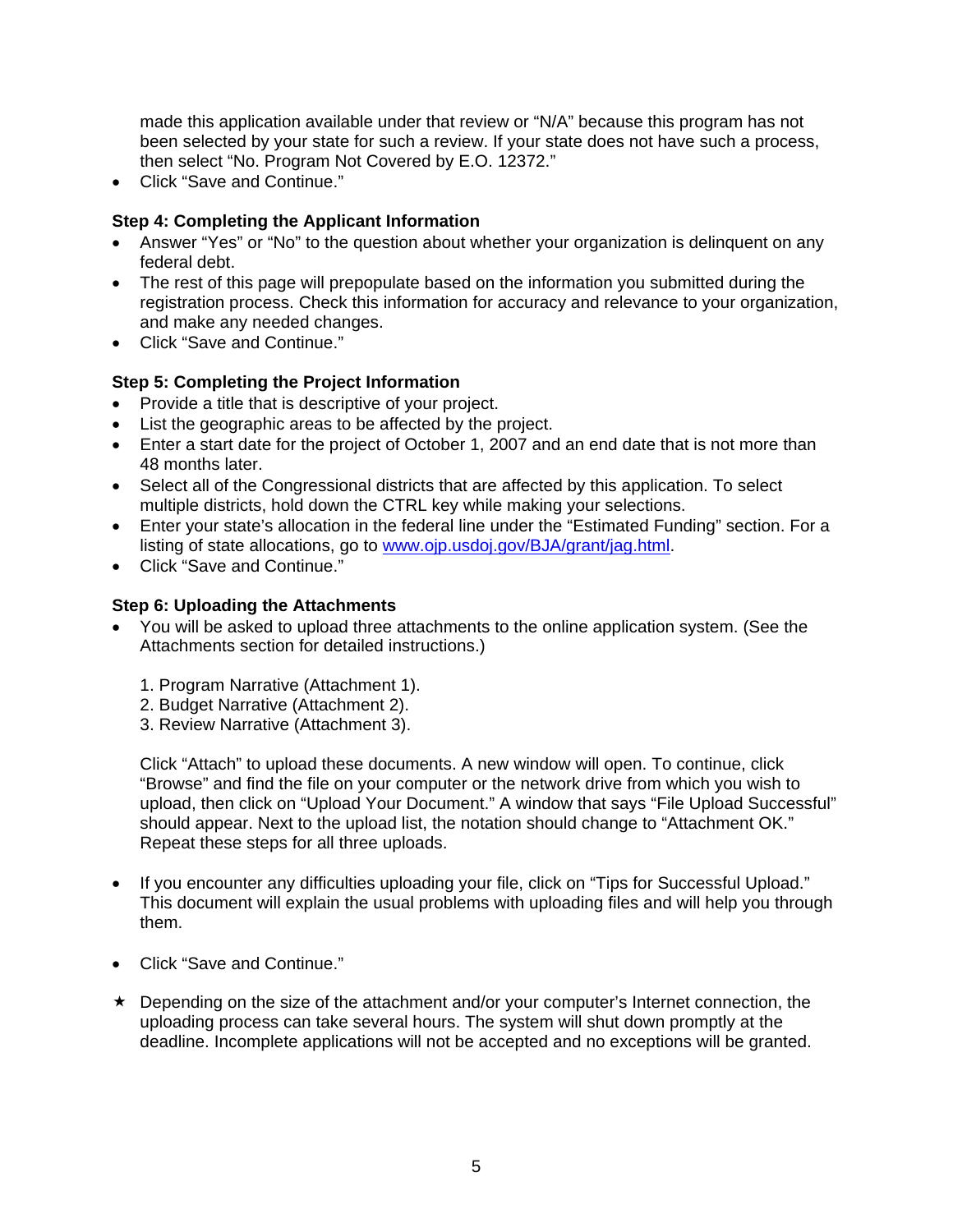made this application available under that review or "N/A" because this program has not been selected by your state for such a review. If your state does not have such a process, then select "No. Program Not Covered by E.O. 12372."

- Click "Save and Continue."

**Step 4: Completing the Applicant Information**

- Answer "Yes" or "No" to the question about whether your organization is delinquent on any federal debt.
- The rest of this page will prepopulate based on the information you submitted during the registration process. Check this information for accuracy and relevance to your organization, and make any needed changes.
- Click "Save and Continue."

**Step 5: Completing the Project Information**

- Provide a title that is descriptive of your project.
- List the geographic areas to be affected by the project.
- Enter a start date for the project of October 1, 2007 and an end date that is not more than 48 months later.
- Select all of the Congressional districts that are affected by this application. To select multiple districts, hold down the CTRL key while making your selections.
- Enter your state's allocation in the federal line under the "Estimated Funding" section. For a listing of state allocations, go to [www.ojp.usdoj.gov/BJA/grant/jag.html](http://www.ojp.usdoj.gov/BJA/grant/jag.html).
- Click "Save and Continue."

**Step 6: Uploading the Attachments**

- You will be asked to upload three attachments to the online application system. (See the Attachments section for detailed instructions.)

  1. Program Narrative (Attachment 1).
  2. Budget Narrative (Attachment 2).
  3. Review Narrative (Attachment 3).

  Click "Attach" to upload these documents. A new window will open. To continue, click "Browse" and find the file on your computer or the network drive from which you wish to upload, then click on "Upload Your Document." A window that says "File Upload Successful" should appear. Next to the upload list, the notation should change to "Attachment OK." Repeat these steps for all three uploads.

- If you encounter any difficulties uploading your file, click on "Tips for Successful Upload." This document will explain the usual problems with uploading files and will help you through them.

- Click "Save and Continue."

★ Depending on the size of the attachment and/or your computer's Internet connection, the uploading process can take several hours. The system will shut down promptly at the deadline. Incomplete applications will not be accepted and no exceptions will be granted.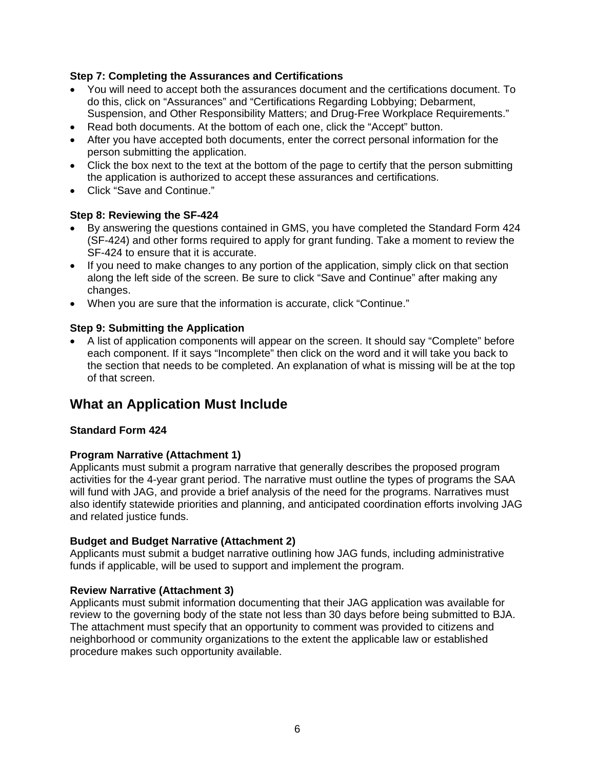**Step 7: Completing the Assurances and Certifications**

- You will need to accept both the assurances document and the certifications document. To do this, click on "Assurances" and "Certifications Regarding Lobbying; Debarment, Suspension, and Other Responsibility Matters; and Drug-Free Workplace Requirements."
- Read both documents. At the bottom of each one, click the "Accept" button.
- After you have accepted both documents, enter the correct personal information for the person submitting the application.
- Click the box next to the text at the bottom of the page to certify that the person submitting the application is authorized to accept these assurances and certifications.
- Click "Save and Continue."

**Step 8: Reviewing the SF-424**

- By answering the questions contained in GMS, you have completed the Standard Form 424 (SF-424) and other forms required to apply for grant funding. Take a moment to review the SF-424 to ensure that it is accurate.
- If you need to make changes to any portion of the application, simply click on that section along the left side of the screen. Be sure to click "Save and Continue" after making any changes.
- When you are sure that the information is accurate, click "Continue."

**Step 9: Submitting the Application**

- A list of application components will appear on the screen. It should say "Complete" before each component. If it says "Incomplete" then click on the word and it will take you back to the section that needs to be completed. An explanation of what is missing will be at the top of that screen.

## What an Application Must Include

**Standard Form 424**

**Program Narrative (Attachment 1)**
Applicants must submit a program narrative that generally describes the proposed program activities for the 4-year grant period. The narrative must outline the types of programs the SAA will fund with JAG, and provide a brief analysis of the need for the programs. Narratives must also identify statewide priorities and planning, and anticipated coordination efforts involving JAG and related justice funds.

**Budget and Budget Narrative (Attachment 2)**
Applicants must submit a budget narrative outlining how JAG funds, including administrative funds if applicable, will be used to support and implement the program.

**Review Narrative (Attachment 3)**
Applicants must submit information documenting that their JAG application was available for review to the governing body of the state not less than 30 days before being submitted to BJA. The attachment must specify that an opportunity to comment was provided to citizens and neighborhood or community organizations to the extent the applicable law or established procedure makes such opportunity available.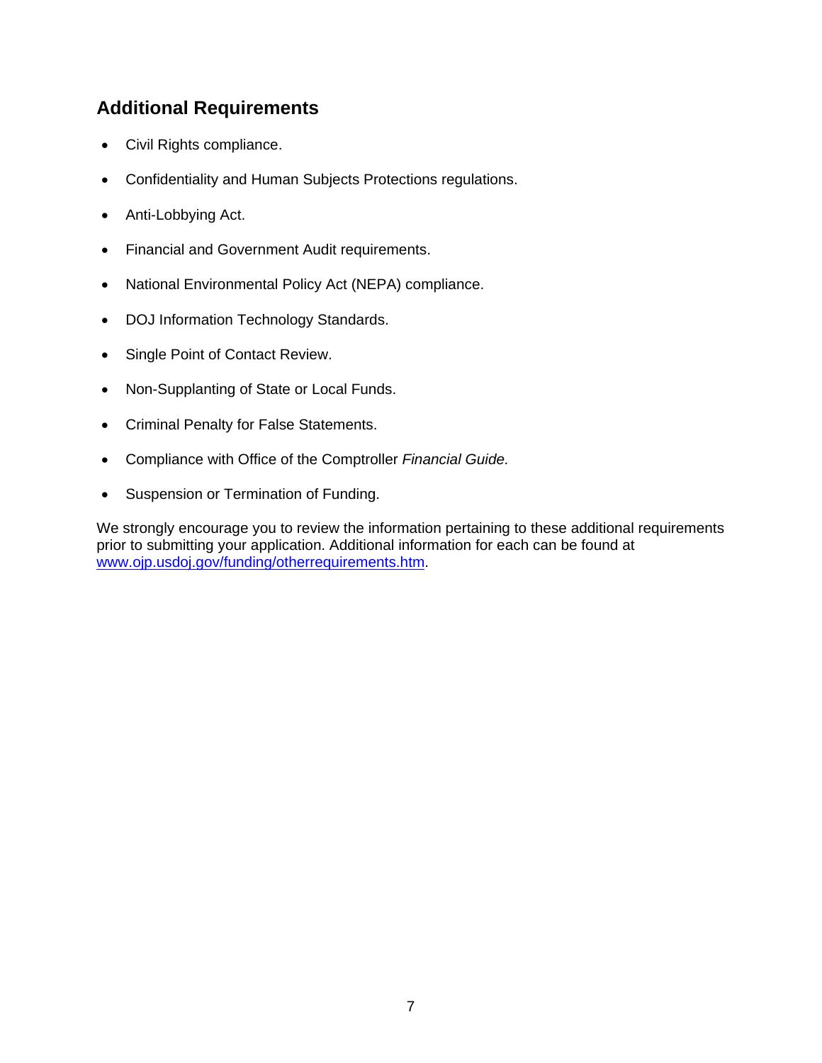## Additional Requirements

- Civil Rights compliance.
- Confidentiality and Human Subjects Protections regulations.
- Anti-Lobbying Act.
- Financial and Government Audit requirements.
- National Environmental Policy Act (NEPA) compliance.
- DOJ Information Technology Standards.
- Single Point of Contact Review.
- Non-Supplanting of State or Local Funds.
- Criminal Penalty for False Statements.
- Compliance with Office of the Comptroller *Financial Guide.*
- Suspension or Termination of Funding.

We strongly encourage you to review the information pertaining to these additional requirements prior to submitting your application. Additional information for each can be found at www.ojp.usdoj.gov/funding/otherrequirements.htm.